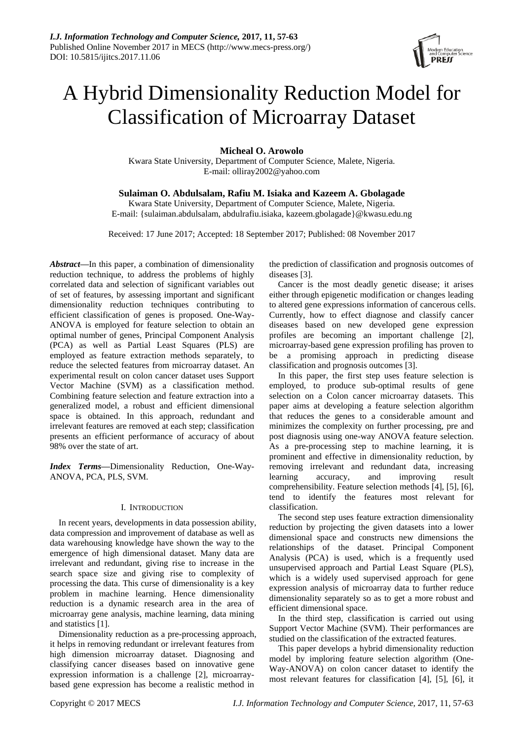# A Hybrid Dimensionality Reduction Model for Classification of Microarray Dataset

**Micheal O. Arowolo**

Kwara State University, Department of Computer Science, Malete, Nigeria.
E-mail: olliray2002@yahoo.com

**Sulaiman O. Abdulsalam, Rafiu M. Isiaka and Kazeem A. Gbolagade**

Kwara State University, Department of Computer Science, Malete, Nigeria.
E-mail: {sulaiman.abdulsalam, abdulrafiu.isiaka, kazeem.gbolagade}@kwasu.edu.ng

Received: 17 June 2017; Accepted: 18 September 2017; Published: 08 November 2017

***Abstract*—**In this paper, a combination of dimensionality reduction technique, to address the problems of highly correlated data and selection of significant variables out of set of features, by assessing important and significant dimensionality reduction techniques contributing to efficient classification of genes is proposed. One-Way-ANOVA is employed for feature selection to obtain an optimal number of genes, Principal Component Analysis (PCA) as well as Partial Least Squares (PLS) are employed as feature extraction methods separately, to reduce the selected features from microarray dataset. An experimental result on colon cancer dataset uses Support Vector Machine (SVM) as a classification method. Combining feature selection and feature extraction into a generalized model, a robust and efficient dimensional space is obtained. In this approach, redundant and irrelevant features are removed at each step; classification presents an efficient performance of accuracy of about 98% over the state of art.

***Index Terms*—**Dimensionality Reduction, One-Way-ANOVA, PCA, PLS, SVM.

## I. Introduction

In recent years, developments in data possession ability, data compression and improvement of database as well as data warehousing knowledge have shown the way to the emergence of high dimensional dataset. Many data are irrelevant and redundant, giving rise to increase in the search space size and giving rise to complexity of processing the data. This curse of dimensionality is a key problem in machine learning. Hence dimensionality reduction is a dynamic research area in the area of microarray gene analysis, machine learning, data mining and statistics [1].

Dimensionality reduction as a pre-processing approach, it helps in removing redundant or irrelevant features from high dimension microarray dataset. Diagnosing and classifying cancer diseases based on innovative gene expression information is a challenge [2], microarray-based gene expression has become a realistic method in the prediction of classification and prognosis outcomes of diseases [3].

Cancer is the most deadly genetic disease; it arises either through epigenetic modification or changes leading to altered gene expressions information of cancerous cells. Currently, how to effect diagnose and classify cancer diseases based on new developed gene expression profiles are becoming an important challenge [2], microarray-based gene expression profiling has proven to be a promising approach in predicting disease classification and prognosis outcomes [3].

In this paper, the first step uses feature selection is employed, to produce sub-optimal results of gene selection on a Colon cancer microarray datasets. This paper aims at developing a feature selection algorithm that reduces the genes to a considerable amount and minimizes the complexity on further processing, pre and post diagnosis using one-way ANOVA feature selection. As a pre-processing step to machine learning, it is prominent and effective in dimensionality reduction, by removing irrelevant and redundant data, increasing learning accuracy, and improving result comprehensibility. Feature selection methods [4], [5], [6], tend to identify the features most relevant for classification.

The second step uses feature extraction dimensionality reduction by projecting the given datasets into a lower dimensional space and constructs new dimensions the relationships of the dataset. Principal Component Analysis (PCA) is used, which is a frequently used unsupervised approach and Partial Least Square (PLS), which is a widely used supervised approach for gene expression analysis of microarray data to further reduce dimensionality separately so as to get a more robust and efficient dimensional space.

In the third step, classification is carried out using Support Vector Machine (SVM). Their performances are studied on the classification of the extracted features.

This paper develops a hybrid dimensionality reduction model by imploring feature selection algorithm (One-Way-ANOVA) on colon cancer dataset to identify the most relevant features for classification [4], [5], [6], it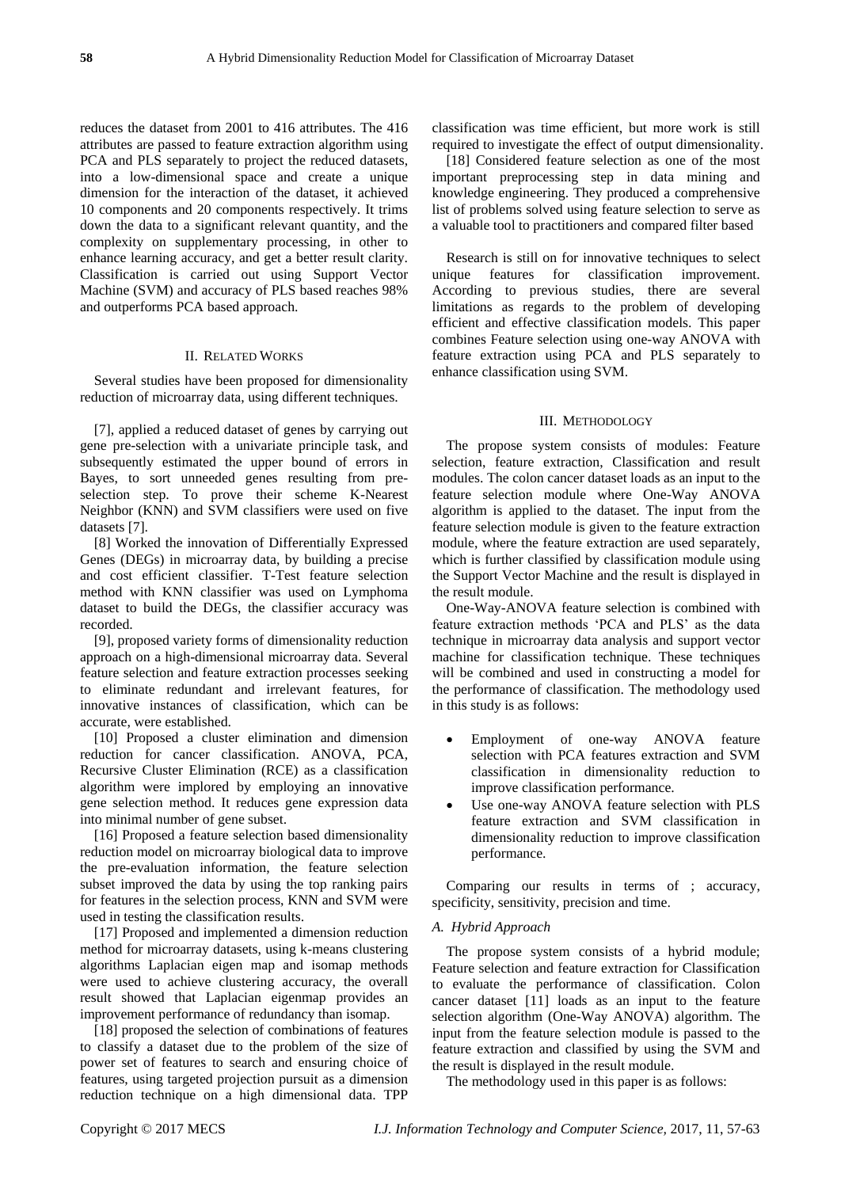reduces the dataset from 2001 to 416 attributes. The 416 attributes are passed to feature extraction algorithm using PCA and PLS separately to project the reduced datasets, into a low-dimensional space and create a unique dimension for the interaction of the dataset, it achieved 10 components and 20 components respectively. It trims down the data to a significant relevant quantity, and the complexity on supplementary processing, in other to enhance learning accuracy, and get a better result clarity. Classification is carried out using Support Vector Machine (SVM) and accuracy of PLS based reaches 98% and outperforms PCA based approach.

## II. Related Works

Several studies have been proposed for dimensionality reduction of microarray data, using different techniques.

[7], applied a reduced dataset of genes by carrying out gene pre-selection with a univariate principle task, and subsequently estimated the upper bound of errors in Bayes, to sort unneeded genes resulting from pre-selection step. To prove their scheme K-Nearest Neighbor (KNN) and SVM classifiers were used on five datasets [7].

[8] Worked the innovation of Differentially Expressed Genes (DEGs) in microarray data, by building a precise and cost efficient classifier. T-Test feature selection method with KNN classifier was used on Lymphoma dataset to build the DEGs, the classifier accuracy was recorded.

[9], proposed variety forms of dimensionality reduction approach on a high-dimensional microarray data. Several feature selection and feature extraction processes seeking to eliminate redundant and irrelevant features, for innovative instances of classification, which can be accurate, were established.

[10] Proposed a cluster elimination and dimension reduction for cancer classification. ANOVA, PCA, Recursive Cluster Elimination (RCE) as a classification algorithm were implored by employing an innovative gene selection method. It reduces gene expression data into minimal number of gene subset.

[16] Proposed a feature selection based dimensionality reduction model on microarray biological data to improve the pre-evaluation information, the feature selection subset improved the data by using the top ranking pairs for features in the selection process, KNN and SVM were used in testing the classification results.

[17] Proposed and implemented a dimension reduction method for microarray datasets, using k-means clustering algorithms Laplacian eigen map and isomap methods were used to achieve clustering accuracy, the overall result showed that Laplacian eigenmap provides an improvement performance of redundancy than isomap.

[18] proposed the selection of combinations of features to classify a dataset due to the problem of the size of power set of features to search and ensuring choice of features, using targeted projection pursuit as a dimension reduction technique on a high dimensional data. TPP classification was time efficient, but more work is still required to investigate the effect of output dimensionality.

[18] Considered feature selection as one of the most important preprocessing step in data mining and knowledge engineering. They produced a comprehensive list of problems solved using feature selection to serve as a valuable tool to practitioners and compared filter based

Research is still on for innovative techniques to select unique features for classification improvement. According to previous studies, there are several limitations as regards to the problem of developing efficient and effective classification models. This paper combines Feature selection using one-way ANOVA with feature extraction using PCA and PLS separately to enhance classification using SVM.

## III. Methodology

The propose system consists of modules: Feature selection, feature extraction, Classification and result modules. The colon cancer dataset loads as an input to the feature selection module where One-Way ANOVA algorithm is applied to the dataset. The input from the feature selection module is given to the feature extraction module, where the feature extraction are used separately, which is further classified by classification module using the Support Vector Machine and the result is displayed in the result module.

One-Way-ANOVA feature selection is combined with feature extraction methods 'PCA and PLS' as the data technique in microarray data analysis and support vector machine for classification technique. These techniques will be combined and used in constructing a model for the performance of classification. The methodology used in this study is as follows:

- Employment of one-way ANOVA feature selection with PCA features extraction and SVM classification in dimensionality reduction to improve classification performance.
- Use one-way ANOVA feature selection with PLS feature extraction and SVM classification in dimensionality reduction to improve classification performance.

Comparing our results in terms of ; accuracy, specificity, sensitivity, precision and time.

### A. Hybrid Approach

The propose system consists of a hybrid module; Feature selection and feature extraction for Classification to evaluate the performance of classification. Colon cancer dataset [11] loads as an input to the feature selection algorithm (One-Way ANOVA) algorithm. The input from the feature selection module is passed to the feature extraction and classified by using the SVM and the result is displayed in the result module.

The methodology used in this paper is as follows: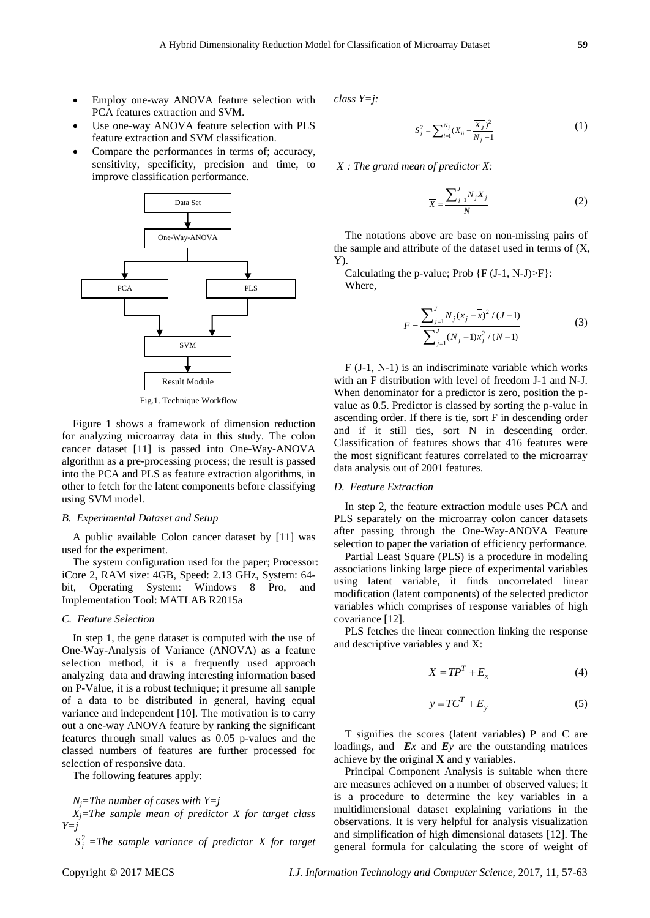- Employ one-way ANOVA feature selection with PCA features extraction and SVM.
- Use one-way ANOVA feature selection with PLS feature extraction and SVM classification.
- Compare the performances in terms of; accuracy, sensitivity, specificity, precision and time, to improve classification performance.

Fig.1. Technique Workflow

Figure 1 shows a framework of dimension reduction for analyzing microarray data in this study. The colon cancer dataset [11] is passed into One-Way-ANOVA algorithm as a pre-processing process; the result is passed into the PCA and PLS as feature extraction algorithms, in other to fetch for the latent components before classifying using SVM model.

### *B. Experimental Dataset and Setup*

A public available Colon cancer dataset by [11] was used for the experiment.

The system configuration used for the paper; Processor: iCore 2, RAM size: 4GB, Speed: 2.13 GHz, System: 64-bit, Operating System: Windows 8 Pro, and Implementation Tool: MATLAB R2015a

### *C. Feature Selection*

In step 1, the gene dataset is computed with the use of One-Way-Analysis of Variance (ANOVA) as a feature selection method, it is a frequently used approach analyzing data and drawing interesting information based on P-Value, it is a robust technique; it presume all sample of a data to be distributed in general, having equal variance and independent [10]. The motivation is to carry out a one-way ANOVA feature by ranking the significant features through small values as 0.05 p-values and the classed numbers of features are further processed for selection of responsive data.

The following features apply:

*$N_j$=The number of cases with Y=j*

*$X_j$=The sample mean of predictor X for target class Y=j*

*$S_j^2$ =The sample variance of predictor X for target class Y=j:*

$$S_j^2 = \sum_{i=1}^{N_j} (X_{ij} - \frac{\overline{X_j})^2}{N_j - 1} \tag{1}$$

*$\overline{X}$ : The grand mean of predictor X:*

$$\overline{X} = \frac{\sum_{j=1}^{J} N_j X_j}{N} \tag{2}$$

The notations above are base on non-missing pairs of the sample and attribute of the dataset used in terms of (X, Y).

Calculating the p-value; Prob {F (J-1, N-J)>F}:
Where,

$$F = \frac{\sum_{j=1}^{J} N_j (x_j - \bar{x})^2 / (J-1)}{\sum_{j=1}^{J} (N_j - 1) x_j^2 / (N-1)} \tag{3}$$

F (J-1, N-1) is an indiscriminate variable which works with an F distribution with level of freedom J-1 and N-J. When denominator for a predictor is zero, position the p-value as 0.5. Predictor is classed by sorting the p-value in ascending order. If there is tie, sort F in descending order and if it still ties, sort N in descending order. Classification of features shows that 416 features were the most significant features correlated to the microarray data analysis out of 2001 features.

### *D. Feature Extraction*

In step 2, the feature extraction module uses PCA and PLS separately on the microarray colon cancer datasets after passing through the One-Way-ANOVA Feature selection to paper the variation of efficiency performance.

Partial Least Square (PLS) is a procedure in modeling associations linking large piece of experimental variables using latent variable, it finds uncorrelated linear modification (latent components) of the selected predictor variables which comprises of response variables of high covariance [12].

PLS fetches the linear connection linking the response and descriptive variables y and X:

$$X = TP^T + E_x \tag{4}$$

$$y = TC^T + E_y \tag{5}$$

T signifies the scores (latent variables) P and C are loadings, and ***Ex*** and ***Ey*** are the outstanding matrices achieve by the original **X** and **y** variables.

Principal Component Analysis is suitable when there are measures achieved on a number of observed values; it is a procedure to determine the key variables in a multidimensional dataset explaining variations in the observations. It is very helpful for analysis visualization and simplification of high dimensional datasets [12]. The general formula for calculating the score of weight of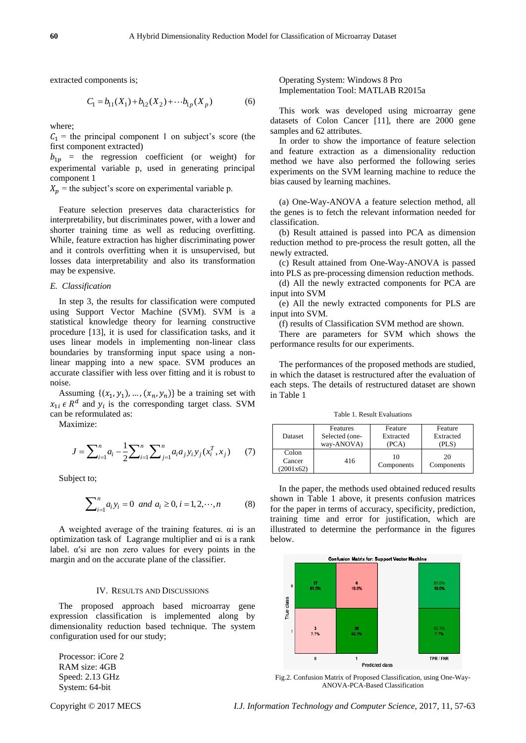extracted components is;

$$C_1 = b_{11}(X_1) + b_{12}(X_2) + \cdots b_{1p}(X_p) \quad (6)$$

where;

$C_1$ = the principal component 1 on subject's score (the first component extracted)

$b_{1p}$ = the regression coefficient (or weight) for experimental variable p, used in generating principal component 1

$X_p$ = the subject's score on experimental variable p.

Feature selection preserves data characteristics for interpretability, but discriminates power, with a lower and shorter training time as well as reducing overfitting. While, feature extraction has higher discriminating power and it controls overfitting when it is unsupervised, but losses data interpretability and also its transformation may be expensive.

### *E. Classification*

In step 3, the results for classification were computed using Support Vector Machine (SVM). SVM is a statistical knowledge theory for learning constructive procedure [13], it is used for classification tasks, and it uses linear models in implementing non-linear class boundaries by transforming input space using a non-linear mapping into a new space. SVM produces an accurate classifier with less over fitting and it is robust to noise.

Assuming $\{(x_1, y_1), \ldots, (x_n, y_n)\}$ be a training set with $x_{1i} \epsilon R^d$ and $y_i$ is the corresponding target class. SVM can be reformulated as:

Maximize:

$$J = \sum_{i=1}^{n} a_i - \frac{1}{2} \sum_{i=1}^{n} \sum_{j=1}^{n} a_i a_j y_i y_j (x_i^T, x_j) \quad (7)$$

Subject to;

$$\sum_{i=1}^{n} a_i y_i = 0 \;\; and \;\; a_i \geq 0, i = 1, 2, \cdots, n \quad (8)$$

A weighted average of the training features. αi is an optimization task of Lagrange multiplier and αi is a rank label. α′si are non zero values for every points in the margin and on the accurate plane of the classifier.

## IV. Results and Discussions

The proposed approach based microarray gene expression classification is implemented along by dimensionality reduction based technique. The system configuration used for our study;

Processor: iCore 2
RAM size: 4GB
Speed: 2.13 GHz
System: 64-bit
Operating System: Windows 8 Pro
Implementation Tool: MATLAB R2015a

This work was developed using microarray gene datasets of Colon Cancer [11], there are 2000 gene samples and 62 attributes.

In order to show the importance of feature selection and feature extraction as a dimensionality reduction method we have also performed the following series experiments on the SVM learning machine to reduce the bias caused by learning machines.

(a) One-Way-ANOVA a feature selection method, all the genes is to fetch the relevant information needed for classification.

(b) Result attained is passed into PCA as dimension reduction method to pre-process the result gotten, all the newly extracted.

(c) Result attained from One-Way-ANOVA is passed into PLS as pre-processing dimension reduction methods.

(d) All the newly extracted components for PCA are input into SVM

(e) All the newly extracted components for PLS are input into SVM.

(f) results of Classification SVM method are shown.

There are parameters for SVM which shows the performance results for our experiments.

The performances of the proposed methods are studied, in which the dataset is restructured after the evaluation of each steps. The details of restructured dataset are shown in Table 1

Table 1. Result Evaluations

| Dataset | Features Selected (one-way-ANOVA) | Feature Extracted (PCA) | Feature Extracted (PLS) |
|---|---|---|---|
| Colon Cancer (2001x62) | 416 | 10 Components | 20 Components |

In the paper, the methods used obtained reduced results shown in Table 1 above, it presents confusion matrices for the paper in terms of accuracy, specificity, prediction, training time and error for justification, which are illustrated to determine the performance in the figures below.

Fig.2. Confusion Matrix of Proposed Classification, using One-Way-ANOVA-PCA-Based Classification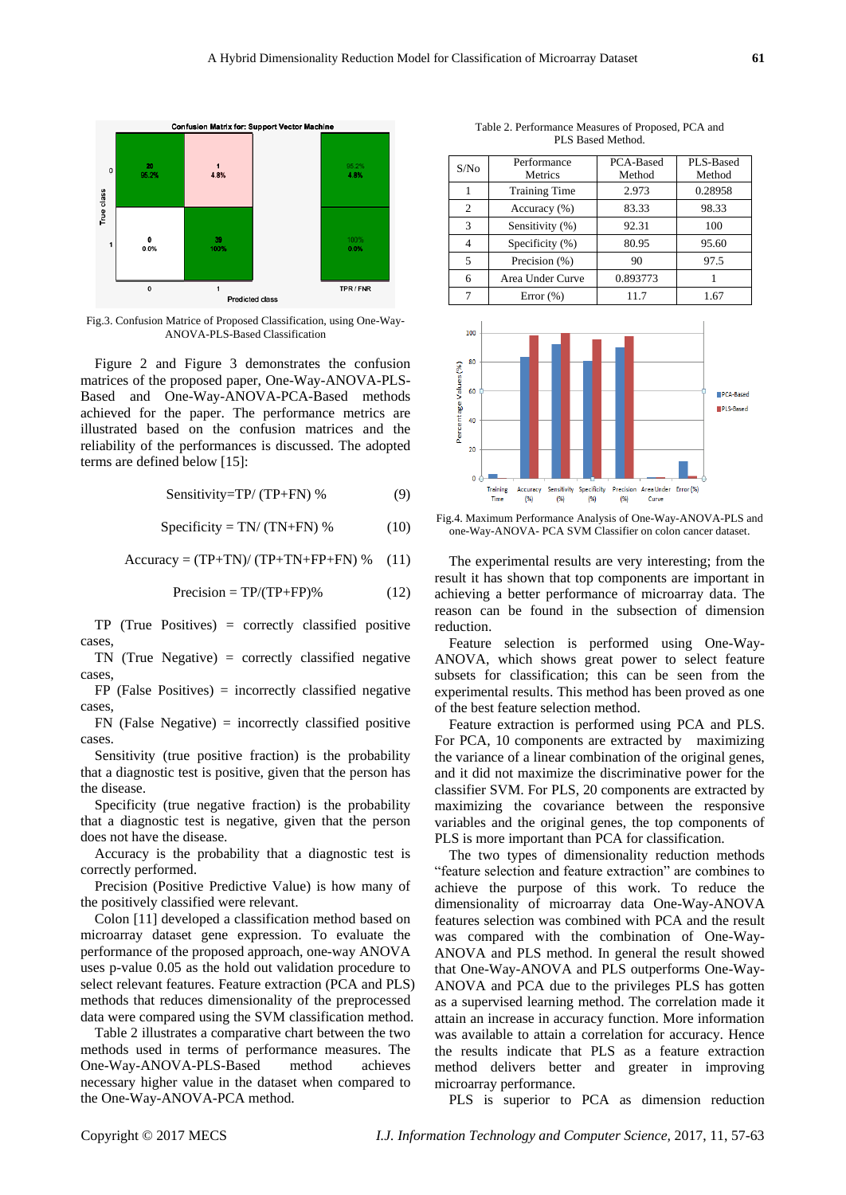Fig.3. Confusion Matrice of Proposed Classification, using One-Way-ANOVA-PLS-Based Classification

Figure 2 and Figure 3 demonstrates the confusion matrices of the proposed paper, One-Way-ANOVA-PLS-Based and One-Way-ANOVA-PCA-Based methods achieved for the paper. The performance metrics are illustrated based on the confusion matrices and the reliability of the performances is discussed. The adopted terms are defined below [15]:

$$\text{Sensitivity}=\text{TP}/(\text{TP}+\text{FN})\ \% \tag{9}$$

$$\text{Specificity} = \text{TN}/(\text{TN}+\text{FN})\ \% \tag{10}$$

$$\text{Accuracy} = (\text{TP}+\text{TN})/(\text{TP}+\text{TN}+\text{FP}+\text{FN})\ \% \tag{11}$$

$$\text{Precision} = \text{TP}/(\text{TP}+\text{FP})\% \tag{12}$$

TP (True Positives) = correctly classified positive cases,

TN (True Negative) = correctly classified negative cases,

FP (False Positives) = incorrectly classified negative cases,

FN (False Negative) = incorrectly classified positive cases.

Sensitivity (true positive fraction) is the probability that a diagnostic test is positive, given that the person has the disease.

Specificity (true negative fraction) is the probability that a diagnostic test is negative, given that the person does not have the disease.

Accuracy is the probability that a diagnostic test is correctly performed.

Precision (Positive Predictive Value) is how many of the positively classified were relevant.

Colon [11] developed a classification method based on microarray dataset gene expression. To evaluate the performance of the proposed approach, one-way ANOVA uses p-value 0.05 as the hold out validation procedure to select relevant features. Feature extraction (PCA and PLS) methods that reduces dimensionality of the preprocessed data were compared using the SVM classification method.

Table 2 illustrates a comparative chart between the two methods used in terms of performance measures. The One-Way-ANOVA-PLS-Based method achieves necessary higher value in the dataset when compared to the One-Way-ANOVA-PCA method.

Table 2. Performance Measures of Proposed, PCA and PLS Based Method.

| S/No | Performance Metrics | PCA-Based Method | PLS-Based Method |
|---|---|---|---|
| 1 | Training Time | 2.973 | 0.28958 |
| 2 | Accuracy (%) | 83.33 | 98.33 |
| 3 | Sensitivity (%) | 92.31 | 100 |
| 4 | Specificity (%) | 80.95 | 95.60 |
| 5 | Precision (%) | 90 | 97.5 |
| 6 | Area Under Curve | 0.893773 | 1 |
| 7 | Error (%) | 11.7 | 1.67 |

Fig.4. Maximum Performance Analysis of One-Way-ANOVA-PLS and one-Way-ANOVA- PCA SVM Classifier on colon cancer dataset.

The experimental results are very interesting; from the result it has shown that top components are important in achieving a better performance of microarray data. The reason can be found in the subsection of dimension reduction.

Feature selection is performed using One-Way-ANOVA, which shows great power to select feature subsets for classification; this can be seen from the experimental results. This method has been proved as one of the best feature selection method.

Feature extraction is performed using PCA and PLS. For PCA, 10 components are extracted by maximizing the variance of a linear combination of the original genes, and it did not maximize the discriminative power for the classifier SVM. For PLS, 20 components are extracted by maximizing the covariance between the responsive variables and the original genes, the top components of PLS is more important than PCA for classification.

The two types of dimensionality reduction methods "feature selection and feature extraction" are combines to achieve the purpose of this work. To reduce the dimensionality of microarray data One-Way-ANOVA features selection was combined with PCA and the result was compared with the combination of One-Way-ANOVA and PLS method. In general the result showed that One-Way-ANOVA and PLS outperforms One-Way-ANOVA and PCA due to the privileges PLS has gotten as a supervised learning method. The correlation made it attain an increase in accuracy function. More information was available to attain a correlation for accuracy. Hence the results indicate that PLS as a feature extraction method delivers better and greater in improving microarray performance.

PLS is superior to PCA as dimension reduction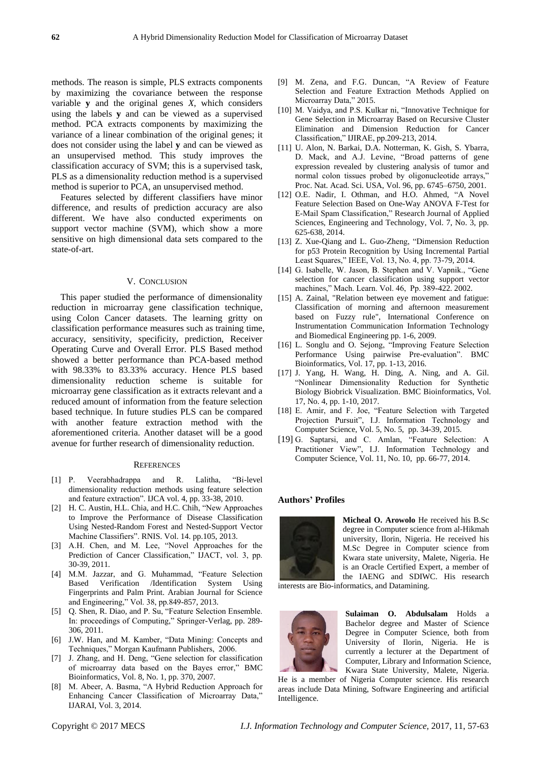methods. The reason is simple, PLS extracts components by maximizing the covariance between the response variable **y** and the original genes *X*, which considers using the labels **y** and can be viewed as a supervised method. PCA extracts components by maximizing the variance of a linear combination of the original genes; it does not consider using the label **y** and can be viewed as an unsupervised method. This study improves the classification accuracy of SVM; this is a supervised task, PLS as a dimensionality reduction method is a supervised method is superior to PCA, an unsupervised method.

Features selected by different classifiers have minor difference, and results of prediction accuracy are also different. We have also conducted experiments on support vector machine (SVM), which show a more sensitive on high dimensional data sets compared to the state-of-art.

## V. Conclusion

This paper studied the performance of dimensionality reduction in microarray gene classification technique, using Colon Cancer datasets. The learning gritty on classification performance measures such as training time, accuracy, sensitivity, specificity, prediction, Receiver Operating Curve and Overall Error. PLS Based method showed a better performance than PCA-based method with 98.33% to 83.33% accuracy. Hence PLS based dimensionality reduction scheme is suitable for microarray gene classification as it extracts relevant and a reduced amount of information from the feature selection based technique. In future studies PLS can be compared with another feature extraction method with the aforementioned criteria. Another dataset will be a good avenue for further research of dimensionality reduction.

## References

[1] P. Veerabhadrappa and R. Lalitha, "Bi-level dimensionality reduction methods using feature selection and feature extraction". IJCA vol. 4, pp. 33-38, 2010.

[2] H. C. Austin, H.L. Chia, and H.C. Chih, "New Approaches to Improve the Performance of Disease Classification Using Nested-Random Forest and Nested-Support Vector Machine Classifiers". RNIS. Vol. 14. pp.105, 2013.

[3] A.H. Chen, and M. Lee, "Novel Approaches for the Prediction of Cancer Classification," IJACT, vol. 3, pp. 30-39, 2011.

[4] M.M. Jazzar, and G. Muhammad, "Feature Selection Based Verification /Identification System Using Fingerprints and Palm Print. Arabian Journal for Science and Engineering," Vol. 38, pp.849-857, 2013.

[5] Q. Shen, R. Diao, and P. Su, "Feature Selection Ensemble. In: proceedings of Computing," Springer-Verlag, pp. 289-306, 2011.

[6] J.W. Han, and M. Kamber, "Data Mining: Concepts and Techniques," Morgan Kaufmann Publishers, 2006.

[7] J. Zhang, and H. Deng, "Gene selection for classification of microarray data based on the Bayes error," BMC Bioinformatics, Vol. 8, No. 1, pp. 370, 2007.

[8] M. Abeer, A. Basma, "A Hybrid Reduction Approach for Enhancing Cancer Classification of Microarray Data," IJARAI, Vol. 3, 2014.

[9] M. Zena, and F.G. Duncan, "A Review of Feature Selection and Feature Extraction Methods Applied on Microarray Data," 2015.

[10] M. Vaidya, and P.S. Kulkar ni, "Innovative Technique for Gene Selection in Microarray Based on Recursive Cluster Elimination and Dimension Reduction for Cancer Classification," IJIRAE, pp.209-213, 2014.

[11] U. Alon, N. Barkai, D.A. Notterman, K. Gish, S. Ybarra, D. Mack, and A.J. Levine, "Broad patterns of gene expression revealed by clustering analysis of tumor and normal colon tissues probed by oligonucleotide arrays," Proc. Nat. Acad. Sci. USA, Vol. 96, pp. 6745–6750, 2001.

[12] O.E. Nadir, I. Othman, and H.O. Ahmed, "A Novel Feature Selection Based on One-Way ANOVA F-Test for E-Mail Spam Classification," Research Journal of Applied Sciences, Engineering and Technology, Vol. 7, No. 3, pp. 625-638, 2014.

[13] Z. Xue-Qiang and L. Guo-Zheng, "Dimension Reduction for p53 Protein Recognition by Using Incremental Partial Least Squares," IEEE, Vol. 13, No. 4, pp. 73-79, 2014.

[14] G. Isabelle, W. Jason, B. Stephen and V. Vapnik., "Gene selection for cancer classification using support vector machines," Mach. Learn. Vol. 46, Pp. 389-422. 2002.

[15] A. Zainal, "Relation between eye movement and fatigue: Classification of morning and afternoon measurement based on Fuzzy rule", International Conference on Instrumentation Communication Information Technology and Biomedical Engineering pp. 1-6, 2009.

[16] L. Songlu and O. Sejong, "Improving Feature Selection Performance Using pairwise Pre-evaluation". BMC Bioinformatics, Vol. 17, pp. 1-13, 2016.

[17] J. Yang, H. Wang, H. Ding, A. Ning, and A. Gil. "Nonlinear Dimensionality Reduction for Synthetic Biology Biobrick Visualization. BMC Bioinformatics, Vol. 17, No. 4, pp. 1-10, 2017.

[18] E. Amir, and F. Joe, "Feature Selection with Targeted Projection Pursuit", I.J. Information Technology and Computer Science, Vol. 5, No. 5, pp. 34-39, 2015.

[19] G. Saptarsi, and C. Amlan, "Feature Selection: A Practitioner View", I.J. Information Technology and Computer Science, Vol. 11, No. 10, pp. 66-77, 2014.

### Authors' Profiles

**Micheal O. Arowolo** He received his B.Sc degree in Computer science from al-Hikmah university, Ilorin, Nigeria. He received his M.Sc Degree in Computer science from Kwara state university, Malete, Nigeria. He is an Oracle Certified Expert, a member of the IAENG and SDIWC. His research interests are Bio-informatics, and Datamining.

**Sulaiman O. Abdulsalam** Holds a Bachelor degree and Master of Science Degree in Computer Science, both from University of Ilorin, Nigeria. He is currently a lecturer at the Department of Computer, Library and Information Science, Kwara State University, Malete, Nigeria. He is a member of Nigeria Computer science. His research areas include Data Mining, Software Engineering and artificial Intelligence.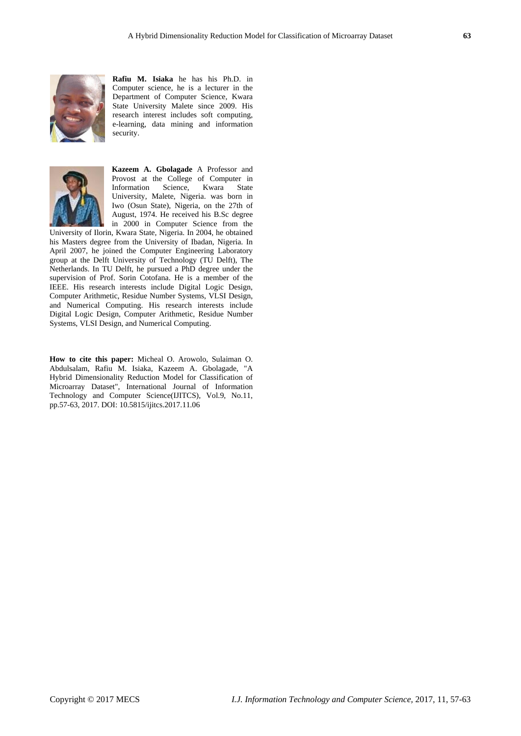**Rafiu M. Isiaka** he has his Ph.D. in Computer science, he is a lecturer in the Department of Computer Science, Kwara State University Malete since 2009. His research interest includes soft computing, e-learning, data mining and information security.

**Kazeem A. Gbolagade** A Professor and Provost at the College of Computer in Information Science, Kwara State University, Malete, Nigeria. was born in Iwo (Osun State), Nigeria, on the 27th of August, 1974. He received his B.Sc degree in 2000 in Computer Science from the University of Ilorin, Kwara State, Nigeria. In 2004, he obtained his Masters degree from the University of Ibadan, Nigeria. In April 2007, he joined the Computer Engineering Laboratory group at the Delft University of Technology (TU Delft), The Netherlands. In TU Delft, he pursued a PhD degree under the supervision of Prof. Sorin Cotofana. He is a member of the IEEE. His research interests include Digital Logic Design, Computer Arithmetic, Residue Number Systems, VLSI Design, and Numerical Computing. His research interests include Digital Logic Design, Computer Arithmetic, Residue Number Systems, VLSI Design, and Numerical Computing.

**How to cite this paper:** Micheal O. Arowolo, Sulaiman O. Abdulsalam, Rafiu M. Isiaka, Kazeem A. Gbolagade, "A Hybrid Dimensionality Reduction Model for Classification of Microarray Dataset", International Journal of Information Technology and Computer Science(IJITCS), Vol.9, No.11, pp.57-63, 2017. DOI: 10.5815/ijitcs.2017.11.06